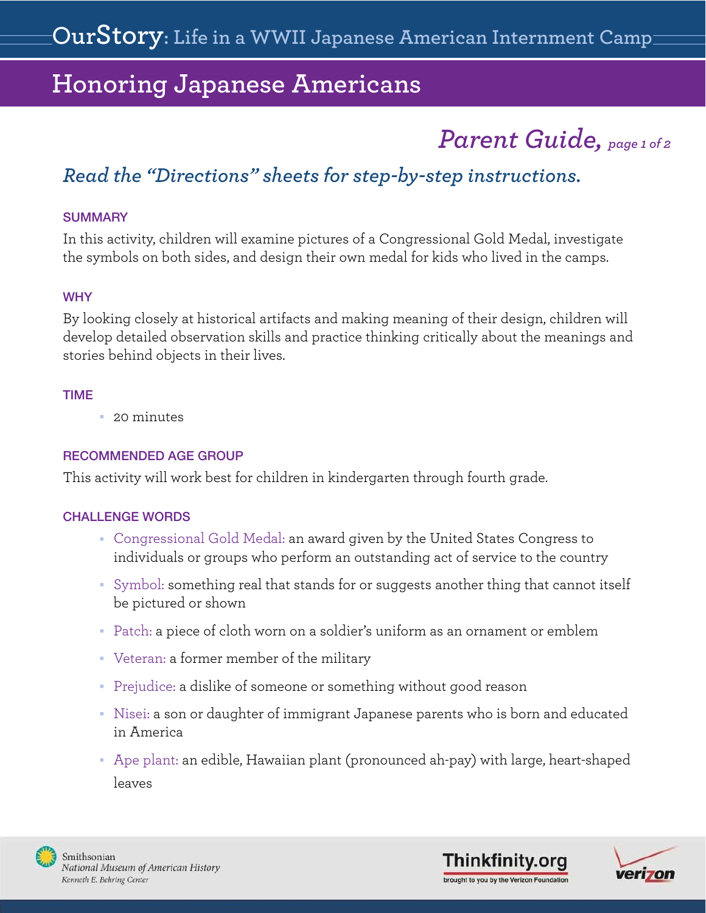# OurStory: Life in a WWII Japanese American Internment Camp

## Honoring Japanese Americans

*Parent Guide, page 1 of 2*

### *Read the "Directions" sheets for step-by-step instructions.*

#### SUMMARY

In this activity, children will examine pictures of a Congressional Gold Medal, investigate the symbols on both sides, and design their own medal for kids who lived in the camps.

#### WHY

By looking closely at historical artifacts and making meaning of their design, children will develop detailed observation skills and practice thinking critically about the meanings and stories behind objects in their lives.

#### TIME

- 20 minutes

#### RECOMMENDED AGE GROUP

This activity will work best for children in kindergarten through fourth grade.

#### CHALLENGE WORDS

- Congressional Gold Medal: an award given by the United States Congress to individuals or groups who perform an outstanding act of service to the country
- Symbol: something real that stands for or suggests another thing that cannot itself be pictured or shown
- Patch: a piece of cloth worn on a soldier's uniform as an ornament or emblem
- Veteran: a former member of the military
- Prejudice: a dislike of someone or something without good reason
- Nisei: a son or daughter of immigrant Japanese parents who is born and educated in America
- Ape plant: an edible, Hawaiian plant (pronounced ah-pay) with large, heart-shaped leaves

Smithsonian National Museum of American History, Kenneth E. Behring Center

Thinkfinity.org brought to you by the Verizon Foundation

verizon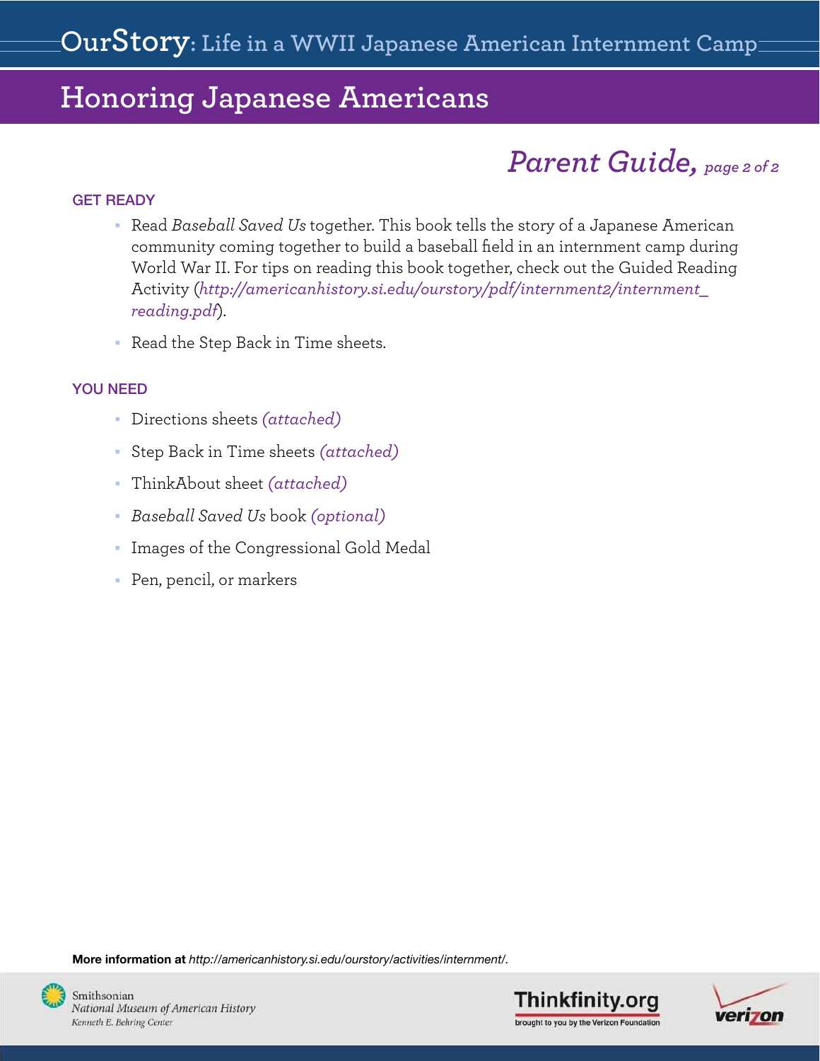# Honoring Japanese Americans

## *Parent Guide,* *page 2 of 2*

### GET READY

- Read *Baseball Saved Us* together. This book tells the story of a Japanese American community coming together to build a baseball field in an internment camp during World War II. For tips on reading this book together, check out the Guided Reading Activity (*http://americanhistory.si.edu/ourstory/pdf/internment2/internment_reading.pdf*).
- Read the Step Back in Time sheets.

### YOU NEED

- Directions sheets *(attached)*
- Step Back in Time sheets *(attached)*
- ThinkAbout sheet *(attached)*
- *Baseball Saved Us* book *(optional)*
- Images of the Congressional Gold Medal
- Pen, pencil, or markers

**More information at** *http://americanhistory.si.edu/ourstory/activities/internment/.*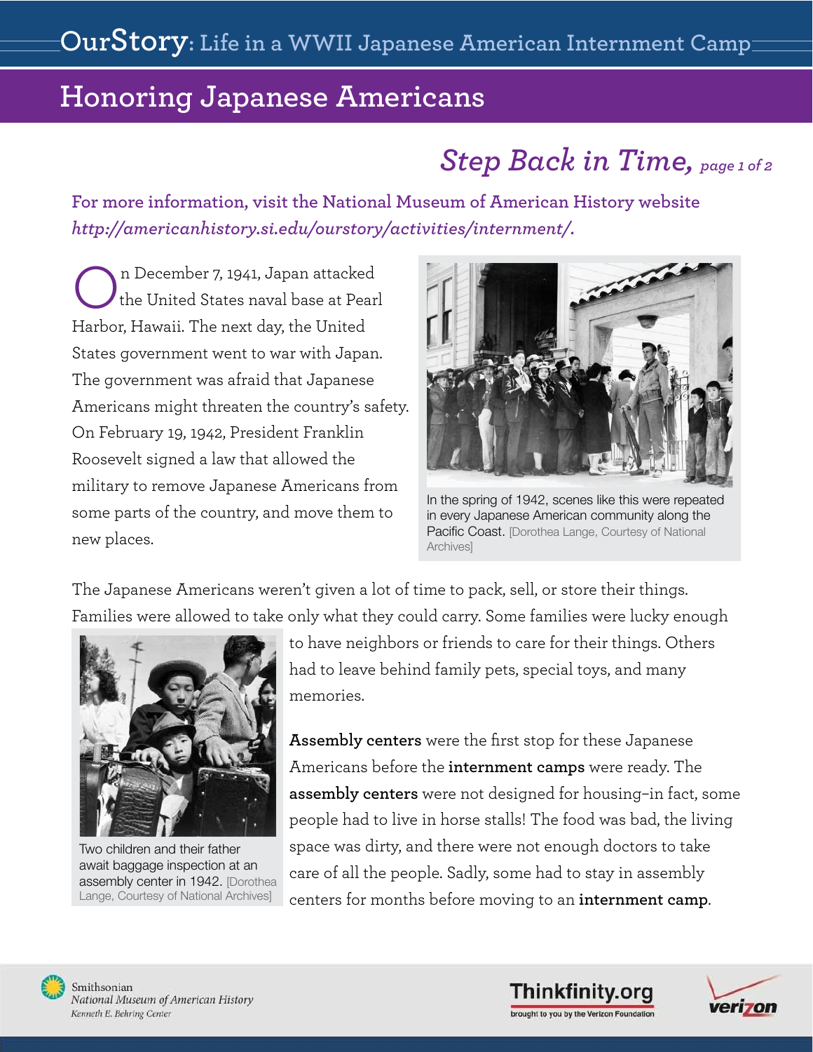# Honoring Japanese Americans

## *Step Back in Time, page 1 of 2*

**For more information, visit the National Museum of American History website *http://americanhistory.si.edu/ourstory/activities/internment/*.**

On December 7, 1941, Japan attacked the United States naval base at Pearl Harbor, Hawaii. The next day, the United States government went to war with Japan. The government was afraid that Japanese Americans might threaten the country's safety. On February 19, 1942, President Franklin Roosevelt signed a law that allowed the military to remove Japanese Americans from some parts of the country, and move them to new places.

In the spring of 1942, scenes like this were repeated in every Japanese American community along the Pacific Coast. [Dorothea Lange, Courtesy of National Archives]

The Japanese Americans weren't given a lot of time to pack, sell, or store their things. Families were allowed to take only what they could carry. Some families were lucky enough to have neighbors or friends to care for their things. Others had to leave behind family pets, special toys, and many memories.

Two children and their father await baggage inspection at an assembly center in 1942. [Dorothea Lange, Courtesy of National Archives]

**Assembly centers** were the first stop for these Japanese Americans before the **internment camps** were ready. The **assembly centers** were not designed for housing–in fact, some people had to live in horse stalls! The food was bad, the living space was dirty, and there were not enough doctors to take care of all the people. Sadly, some had to stay in assembly centers for months before moving to an **internment camp**.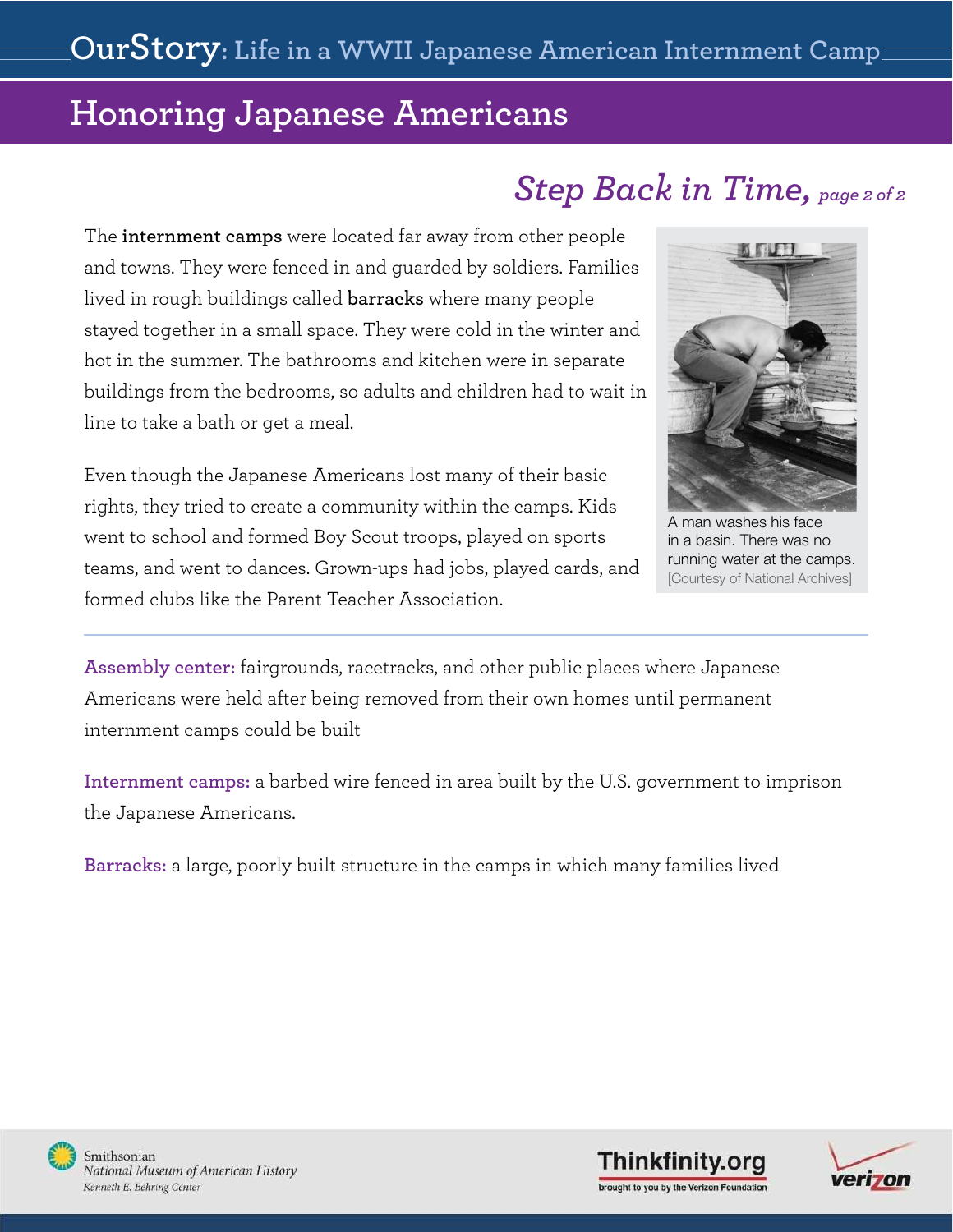## Honoring Japanese Americans

### *Step Back in Time, page 2 of 2*

The **internment camps** were located far away from other people and towns. They were fenced in and guarded by soldiers. Families lived in rough buildings called **barracks** where many people stayed together in a small space. They were cold in the winter and hot in the summer. The bathrooms and kitchen were in separate buildings from the bedrooms, so adults and children had to wait in line to take a bath or get a meal.

Even though the Japanese Americans lost many of their basic rights, they tried to create a community within the camps. Kids went to school and formed Boy Scout troops, played on sports teams, and went to dances. Grown-ups had jobs, played cards, and formed clubs like the Parent Teacher Association.

A man washes his face in a basin. There was no running water at the camps. [Courtesy of National Archives]

---

**Assembly center:** fairgrounds, racetracks, and other public places where Japanese Americans were held after being removed from their own homes until permanent internment camps could be built

**Internment camps:** a barbed wire fenced in area built by the U.S. government to imprison the Japanese Americans.

**Barracks:** a large, poorly built structure in the camps in which many families lived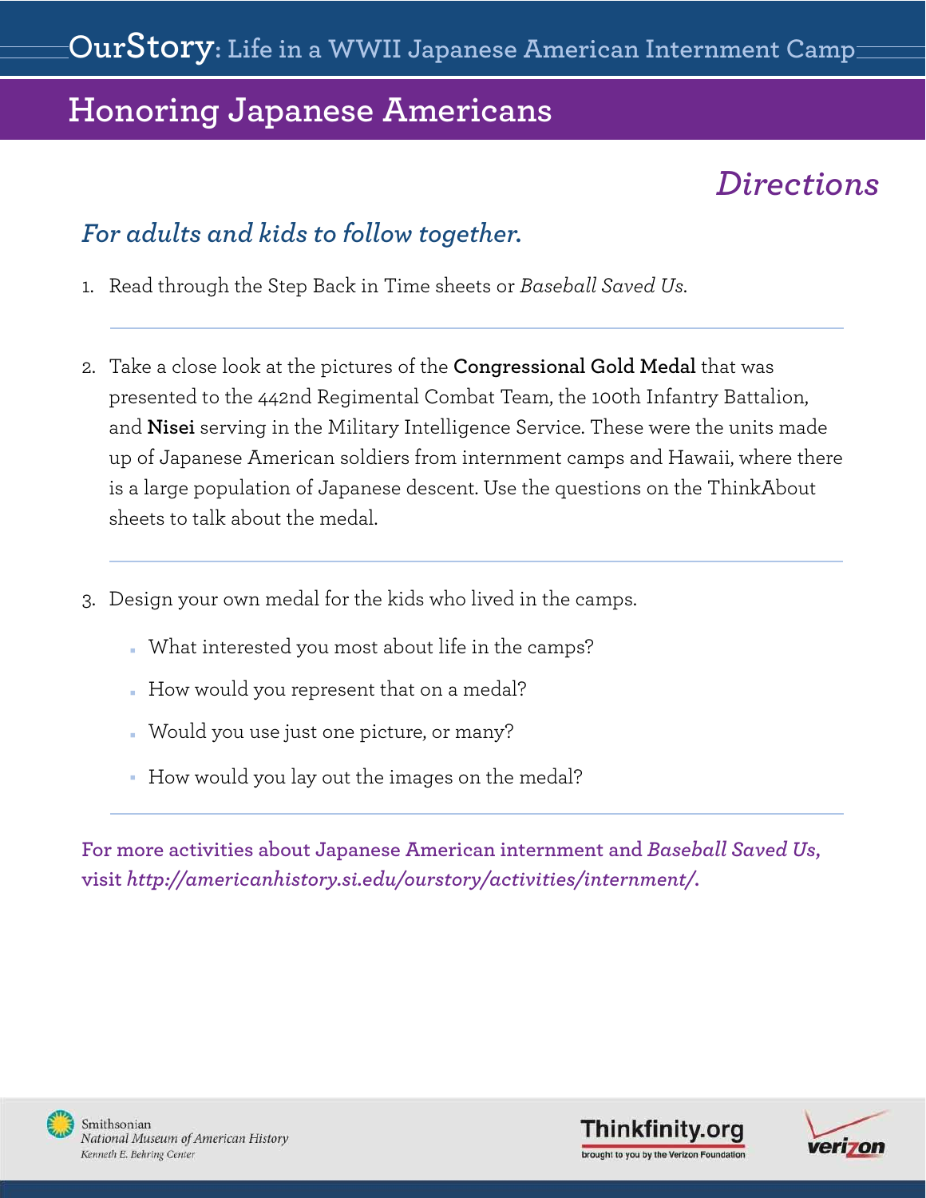# OurStory: Life in a WWII Japanese American Internment Camp

## Honoring Japanese Americans

### *Directions*

### *For adults and kids to follow together.*

1. Read through the Step Back in Time sheets or *Baseball Saved Us*.

2. Take a close look at the pictures of the **Congressional Gold Medal** that was presented to the 442nd Regimental Combat Team, the 100th Infantry Battalion, and **Nisei** serving in the Military Intelligence Service. These were the units made up of Japanese American soldiers from internment camps and Hawaii, where there is a large population of Japanese descent. Use the questions on the ThinkAbout sheets to talk about the medal.

3. Design your own medal for the kids who lived in the camps.
   - What interested you most about life in the camps?
   - How would you represent that on a medal?
   - Would you use just one picture, or many?
   - How would you lay out the images on the medal?

**For more activities about Japanese American internment and *Baseball Saved Us*, visit *http://americanhistory.si.edu/ourstory/activities/internment/*.**

Smithsonian
*National Museum of American History*
*Kenneth E. Behring Center*

Thinkfinity.org
brought to you by the Verizon Foundation

verizon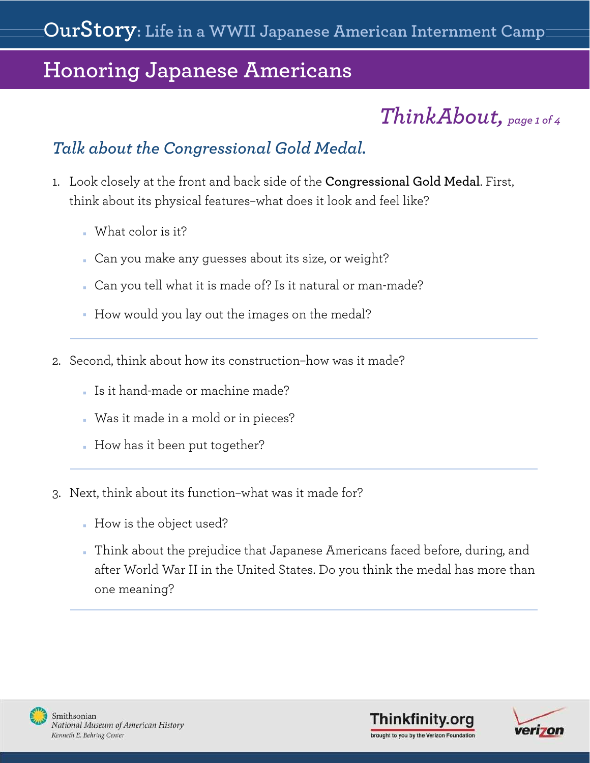# Honoring Japanese Americans

## ThinkAbout,

### Talk about the Congressional Gold Medal.

1. Look closely at the front and back side of the **Congressional Gold Medal**. First, think about its physical features–what does it look and feel like?
   - What color is it?
   - Can you make any guesses about its size, or weight?
   - Can you tell what it is made of? Is it natural or man-made?
   - How would you lay out the images on the medal?

2. Second, think about how its construction–how was it made?
   - Is it hand-made or machine made?
   - Was it made in a mold or in pieces?
   - How has it been put together?

3. Next, think about its function–what was it made for?
   - How is the object used?
   - Think about the prejudice that Japanese Americans faced before, during, and after World War II in the United States. Do you think the medal has more than one meaning?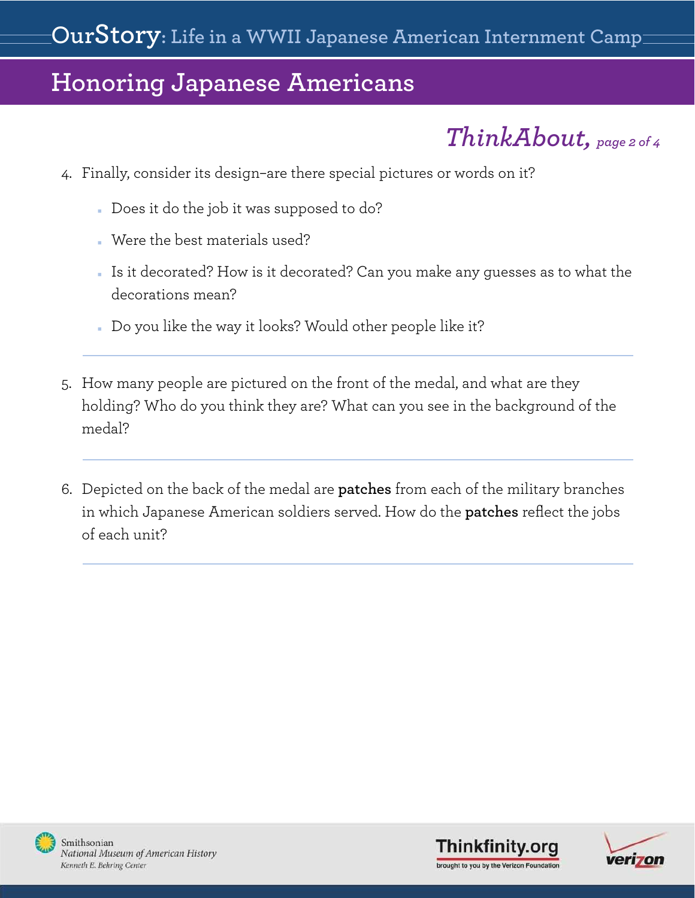## Honoring Japanese Americans

*ThinkAbout,* *page 2 of 4*

4. Finally, consider its design–are there special pictures or words on it?
   - Does it do the job it was supposed to do?
   - Were the best materials used?
   - Is it decorated? How is it decorated? Can you make any guesses as to what the decorations mean?
   - Do you like the way it looks? Would other people like it?

5. How many people are pictured on the front of the medal, and what are they holding? Who do you think they are? What can you see in the background of the medal?

6. Depicted on the back of the medal are **patches** from each of the military branches in which Japanese American soldiers served. How do the **patches** reflect the jobs of each unit?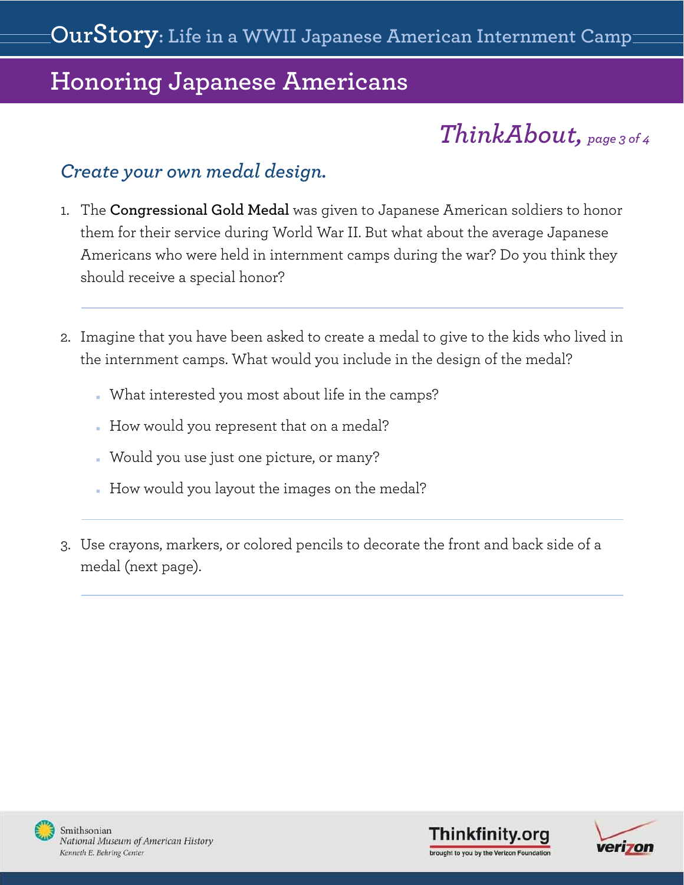# Honoring Japanese Americans

## *ThinkAbout,* page 3 of 4

### *Create your own medal design.*

1. The **Congressional Gold Medal** was given to Japanese American soldiers to honor them for their service during World War II. But what about the average Japanese Americans who were held in internment camps during the war? Do you think they should receive a special honor?

2. Imagine that you have been asked to create a medal to give to the kids who lived in the internment camps. What would you include in the design of the medal?
   - What interested you most about life in the camps?
   - How would you represent that on a medal?
   - Would you use just one picture, or many?
   - How would you layout the images on the medal?

3. Use crayons, markers, or colored pencils to decorate the front and back side of a medal (next page).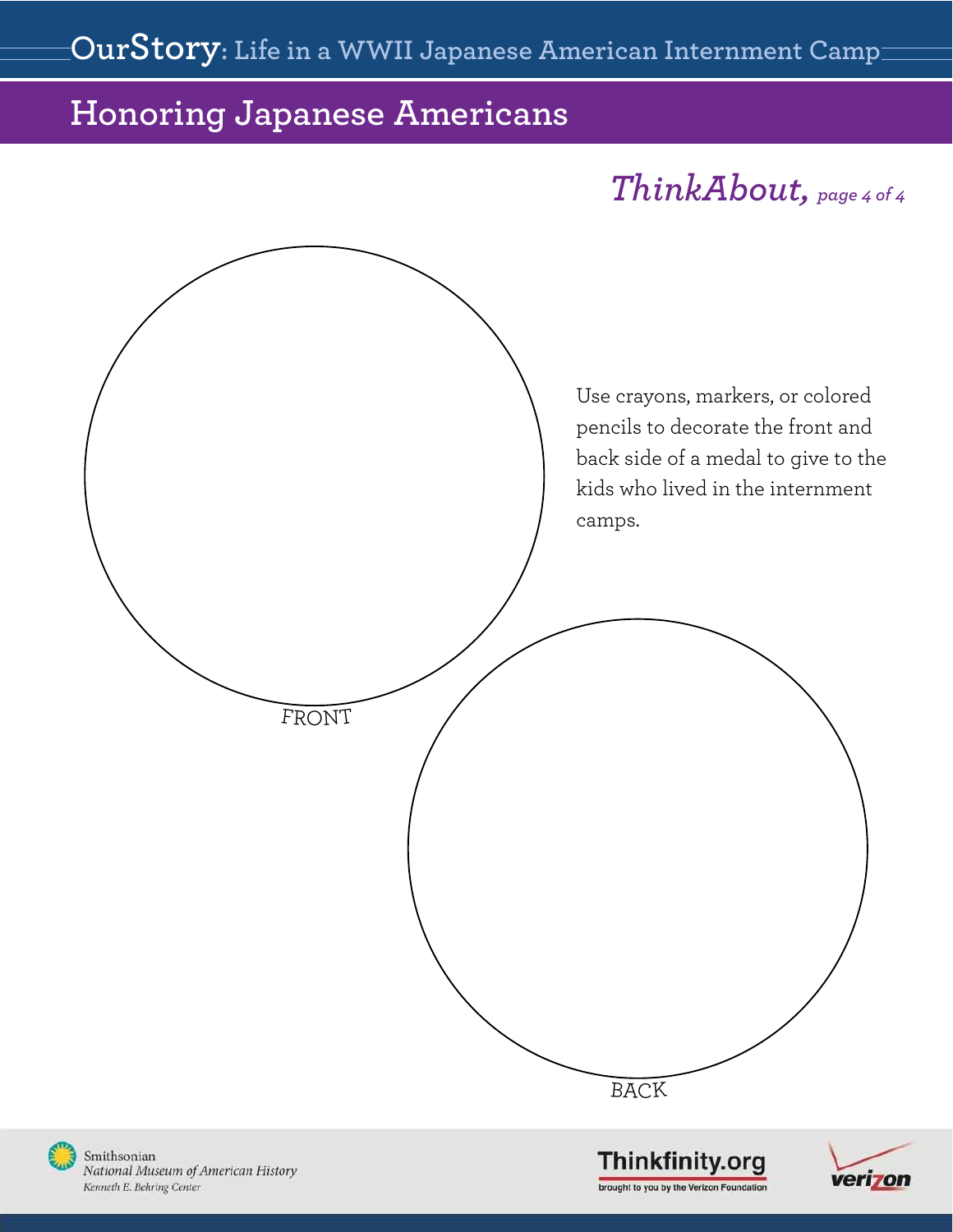# Honoring Japanese Americans

## *ThinkAbout,* *page 4 of 4*

Use crayons, markers, or colored pencils to decorate the front and back side of a medal to give to the kids who lived in the internment camps.

FRONT

BACK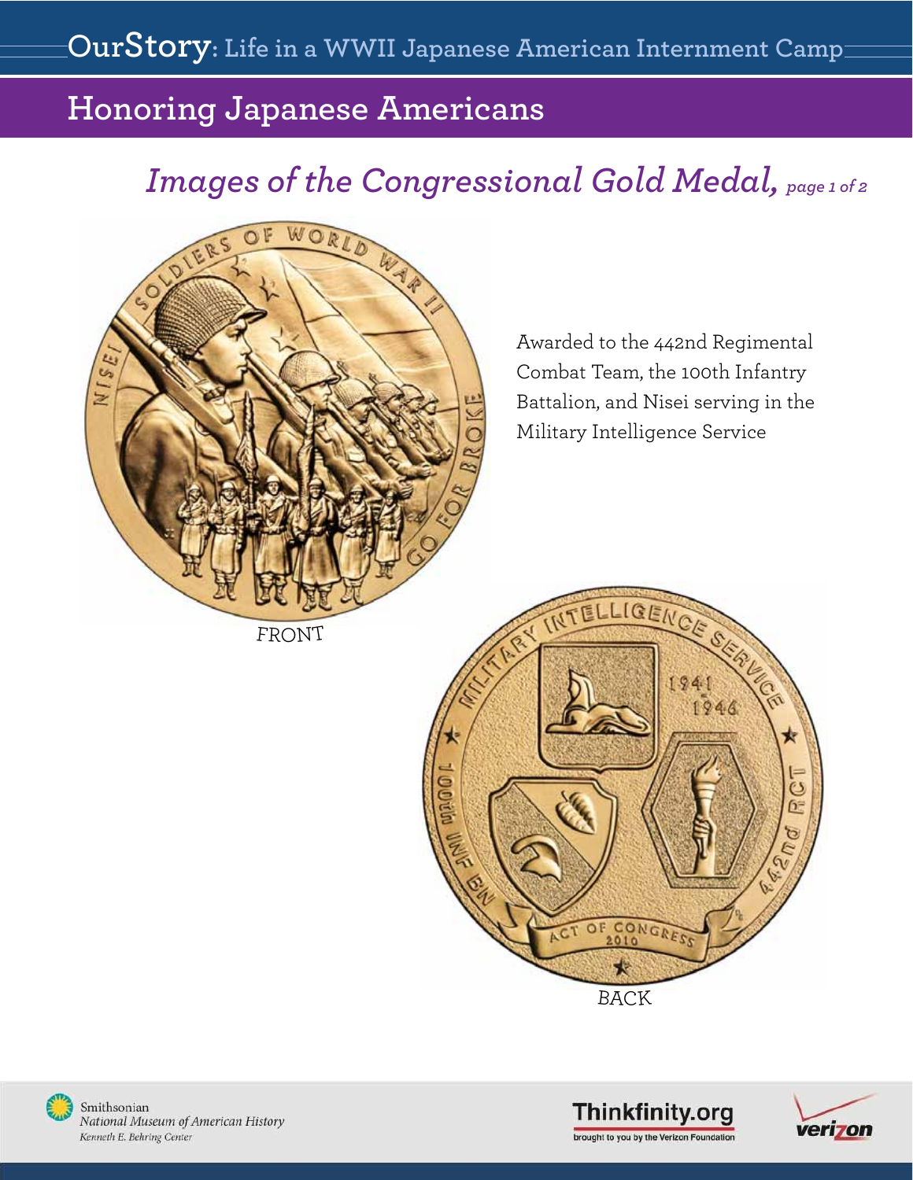## Honoring Japanese Americans

### *Images of the Congressional Gold Medal, page 1 of 2*

Awarded to the 442nd Regimental Combat Team, the 100th Infantry Battalion, and Nisei serving in the Military Intelligence Service

FRONT

BACK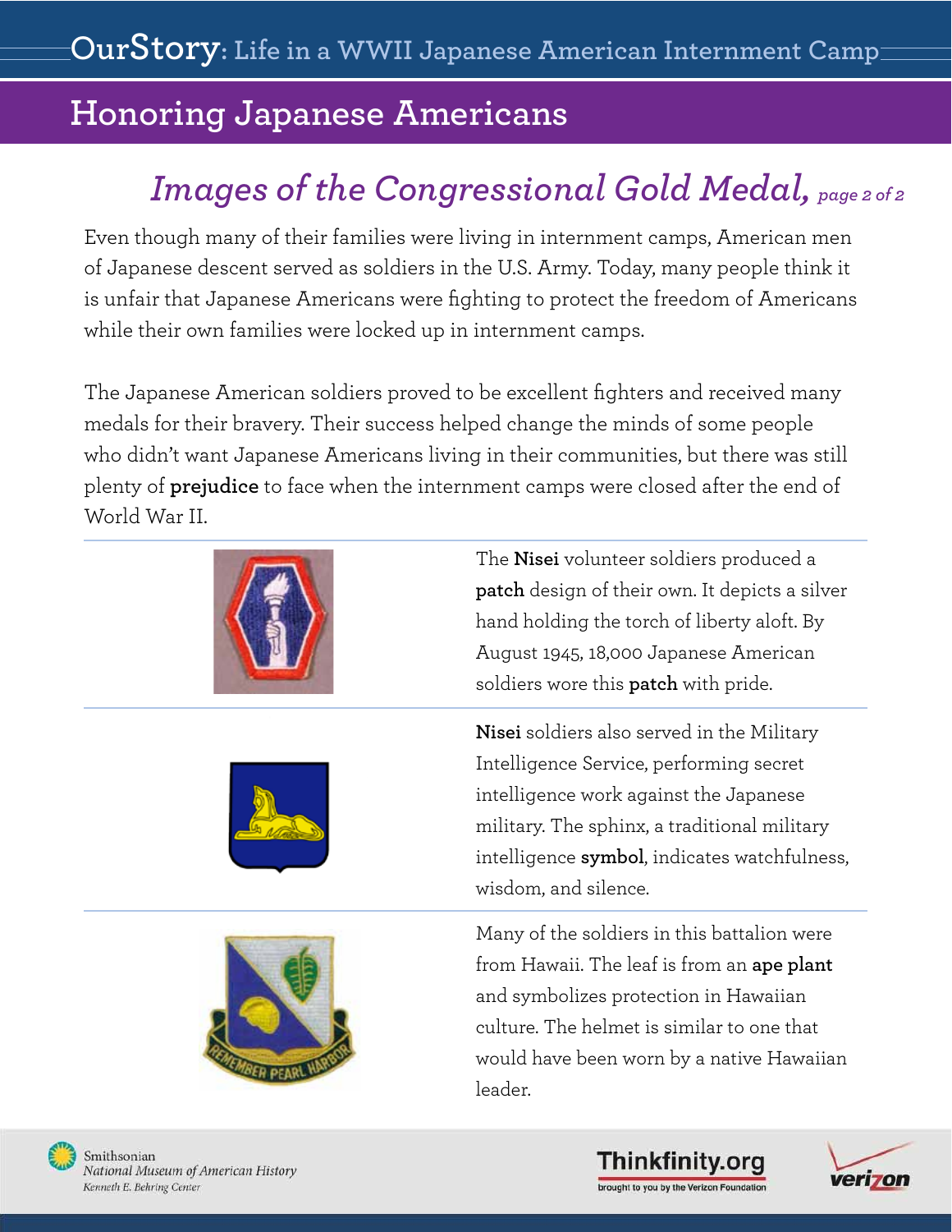# Honoring Japanese Americans

## *Images of the Congressional Gold Medal, page 2 of 2*

Even though many of their families were living in internment camps, American men of Japanese descent served as soldiers in the U.S. Army. Today, many people think it is unfair that Japanese Americans were fighting to protect the freedom of Americans while their own families were locked up in internment camps.

The Japanese American soldiers proved to be excellent fighters and received many medals for their bravery. Their success helped change the minds of some people who didn't want Japanese Americans living in their communities, but there was still plenty of **prejudice** to face when the internment camps were closed after the end of World War II.

The **Nisei** volunteer soldiers produced a **patch** design of their own. It depicts a silver hand holding the torch of liberty aloft. By August 1945, 18,000 Japanese American soldiers wore this **patch** with pride.

**Nisei** soldiers also served in the Military Intelligence Service, performing secret intelligence work against the Japanese military. The sphinx, a traditional military intelligence **symbol**, indicates watchfulness, wisdom, and silence.

Many of the soldiers in this battalion were from Hawaii. The leaf is from an **ape plant** and symbolizes protection in Hawaiian culture. The helmet is similar to one that would have been worn by a native Hawaiian leader.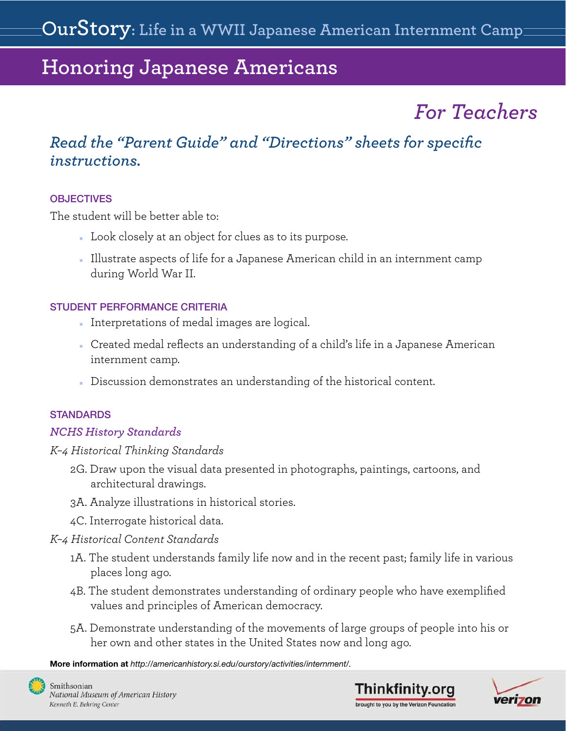# OurStory: Life in a WWII Japanese American Internment Camp

## Honoring Japanese Americans

*For Teachers*

### *Read the "Parent Guide" and "Directions" sheets for specific instructions.*

#### OBJECTIVES

The student will be better able to:

- Look closely at an object for clues as to its purpose.
- Illustrate aspects of life for a Japanese American child in an internment camp during World War II.

#### STUDENT PERFORMANCE CRITERIA

- Interpretations of medal images are logical.
- Created medal reflects an understanding of a child's life in a Japanese American internment camp.
- Discussion demonstrates an understanding of the historical content.

#### STANDARDS

*NCHS History Standards*

*K–4 Historical Thinking Standards*

2G. Draw upon the visual data presented in photographs, paintings, cartoons, and architectural drawings.

3A. Analyze illustrations in historical stories.

4C. Interrogate historical data.

*K–4 Historical Content Standards*

1A. The student understands family life now and in the recent past; family life in various places long ago.

4B. The student demonstrates understanding of ordinary people who have exemplified values and principles of American democracy.

5A. Demonstrate understanding of the movements of large groups of people into his or her own and other states in the United States now and long ago.

**More information at** *http://americanhistory.si.edu/ourstory/activities/internment/*.

Smithsonian
*National Museum of American History*
*Kenneth E. Behring Center*

Thinkfinity.org
brought to you by the Verizon Foundation

verizon